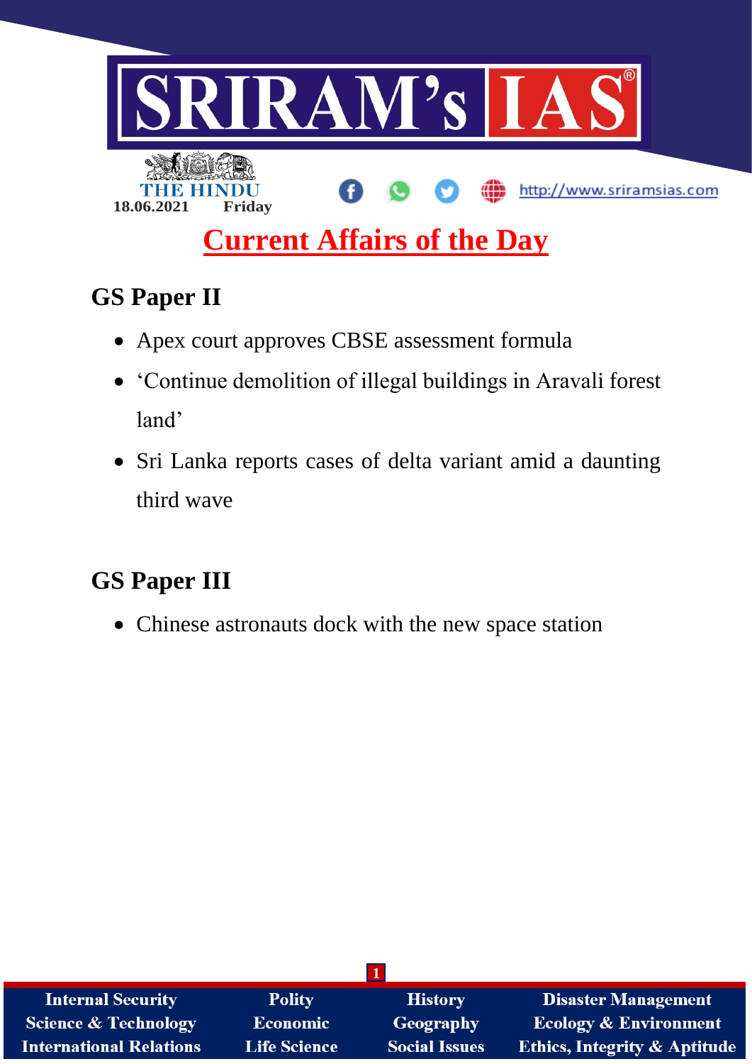SRIRAM's IAS

THE HINDU

18.06.2021 Friday

http://www.sriramsias.com

# Current Affairs of the Day

## GS Paper II

- Apex court approves CBSE assessment formula
- 'Continue demolition of illegal buildings in Aravali forest land'
- Sri Lanka reports cases of delta variant amid a daunting third wave

## GS Paper III

- Chinese astronauts dock with the new space station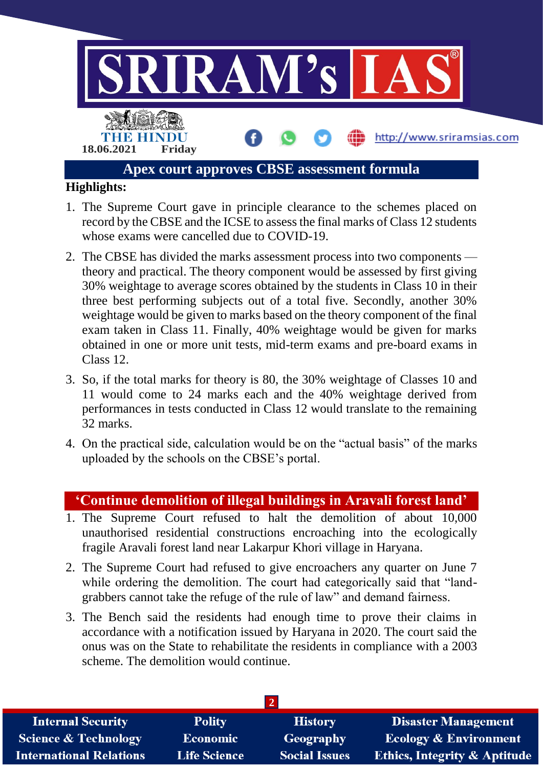## Apex court approves CBSE assessment formula

**Highlights:**

1. The Supreme Court gave in principle clearance to the schemes placed on record by the CBSE and the ICSE to assess the final marks of Class 12 students whose exams were cancelled due to COVID-19.
2. The CBSE has divided the marks assessment process into two components — theory and practical. The theory component would be assessed by first giving 30% weightage to average scores obtained by the students in Class 10 in their three best performing subjects out of a total five. Secondly, another 30% weightage would be given to marks based on the theory component of the final exam taken in Class 11. Finally, 40% weightage would be given for marks obtained in one or more unit tests, mid-term exams and pre-board exams in Class 12.
3. So, if the total marks for theory is 80, the 30% weightage of Classes 10 and 11 would come to 24 marks each and the 40% weightage derived from performances in tests conducted in Class 12 would translate to the remaining 32 marks.
4. On the practical side, calculation would be on the "actual basis" of the marks uploaded by the schools on the CBSE's portal.

## 'Continue demolition of illegal buildings in Aravali forest land'

1. The Supreme Court refused to halt the demolition of about 10,000 unauthorised residential constructions encroaching into the ecologically fragile Aravali forest land near Lakarpur Khori village in Haryana.
2. The Supreme Court had refused to give encroachers any quarter on June 7 while ordering the demolition. The court had categorically said that "land-grabbers cannot take the refuge of the rule of law" and demand fairness.
3. The Bench said the residents had enough time to prove their claims in accordance with a notification issued by Haryana in 2020. The court said the onus was on the State to rehabilitate the residents in compliance with a 2003 scheme. The demolition would continue.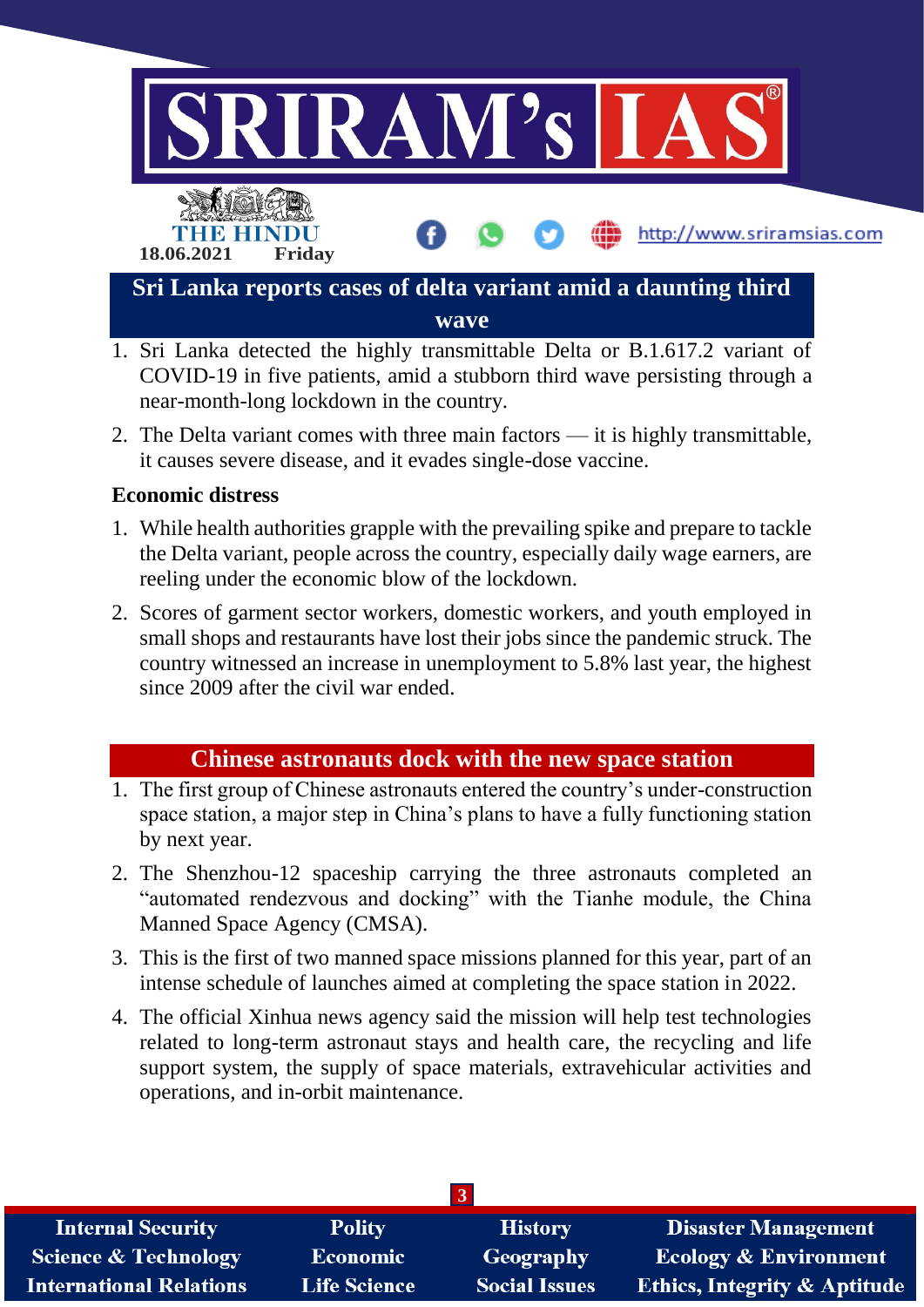## Sri Lanka reports cases of delta variant amid a daunting third wave

1. Sri Lanka detected the highly transmittable Delta or B.1.617.2 variant of COVID-19 in five patients, amid a stubborn third wave persisting through a near-month-long lockdown in the country.
2. The Delta variant comes with three main factors — it is highly transmittable, it causes severe disease, and it evades single-dose vaccine.

**Economic distress**

1. While health authorities grapple with the prevailing spike and prepare to tackle the Delta variant, people across the country, especially daily wage earners, are reeling under the economic blow of the lockdown.
2. Scores of garment sector workers, domestic workers, and youth employed in small shops and restaurants have lost their jobs since the pandemic struck. The country witnessed an increase in unemployment to 5.8% last year, the highest since 2009 after the civil war ended.

## Chinese astronauts dock with the new space station

1. The first group of Chinese astronauts entered the country's under-construction space station, a major step in China's plans to have a fully functioning station by next year.
2. The Shenzhou-12 spaceship carrying the three astronauts completed an "automated rendezvous and docking" with the Tianhe module, the China Manned Space Agency (CMSA).
3. This is the first of two manned space missions planned for this year, part of an intense schedule of launches aimed at completing the space station in 2022.
4. The official Xinhua news agency said the mission will help test technologies related to long-term astronaut stays and health care, the recycling and life support system, the supply of space materials, extravehicular activities and operations, and in-orbit maintenance.